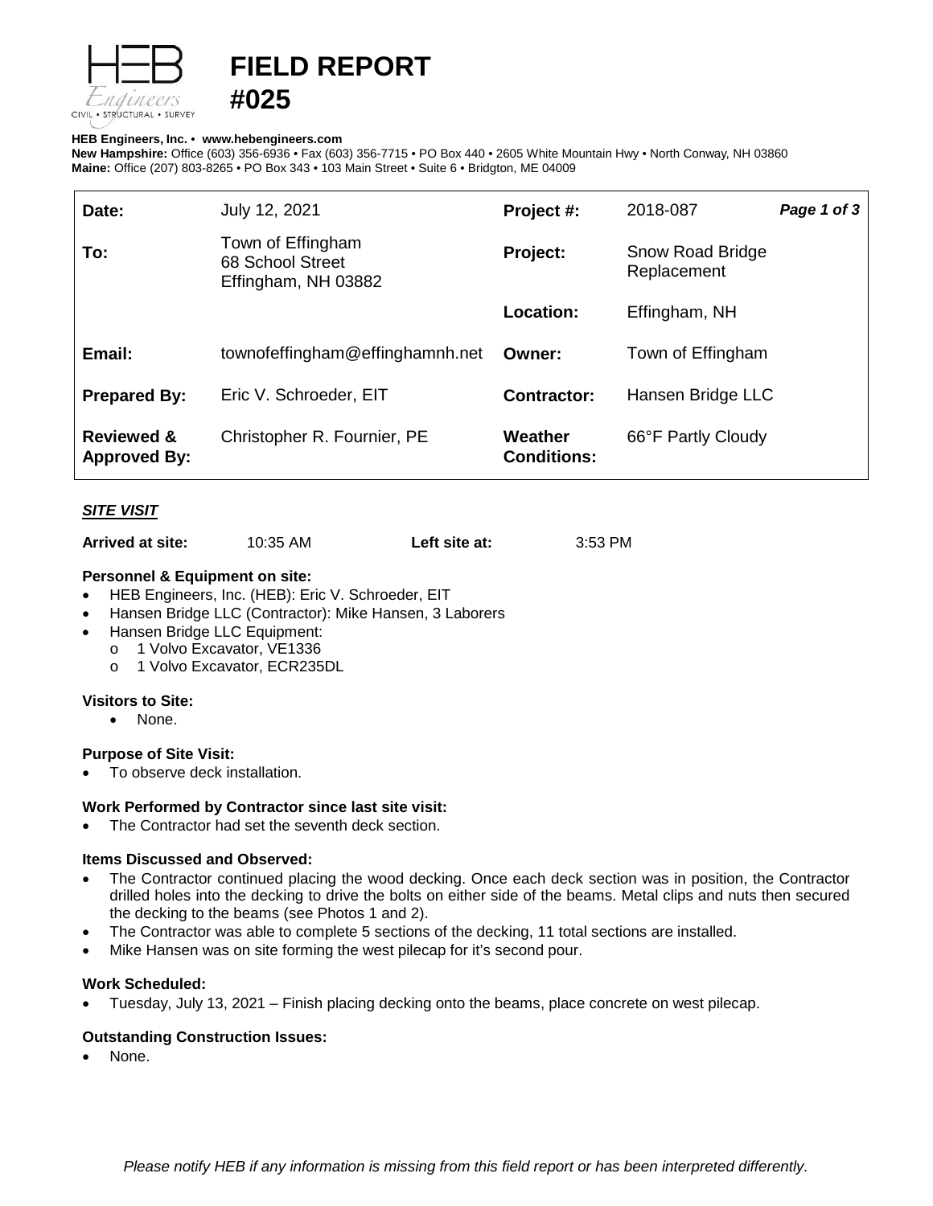# FIELD REPORT
# #025

**HEB Engineers, Inc.** • **www.hebengineers.com**
**New Hampshire:** Office (603) 356-6936 • Fax (603) 356-7715 • PO Box 440 • 2605 White Mountain Hwy • North Conway, NH 03860
**Maine:** Office (207) 803-8265 • PO Box 343 • 103 Main Street • Suite 6 • Bridgton, ME 04009

| | | | |
|---|---|---|---|
| **Date:** | July 12, 2021 | **Project #:** | 2018-087 |
| **To:** | Town of Effingham<br>68 School Street<br>Effingham, NH 03882 | **Project:** | Snow Road Bridge Replacement |
| | | **Location:** | Effingham, NH |
| **Email:** | townofeffingham@effinghamnh.net | **Owner:** | Town of Effingham |
| **Prepared By:** | Eric V. Schroeder, EIT | **Contractor:** | Hansen Bridge LLC |
| **Reviewed & Approved By:** | Christopher R. Fournier, PE | **Weather Conditions:** | 66°F Partly Cloudy |

***SITE VISIT***

**Arrived at site:** 10:35 AM **Left site at:** 3:53 PM

**Personnel & Equipment on site:**

- HEB Engineers, Inc. (HEB): Eric V. Schroeder, EIT
- Hansen Bridge LLC (Contractor): Mike Hansen, 3 Laborers
- Hansen Bridge LLC Equipment:
  - 1 Volvo Excavator, VE1336
  - 1 Volvo Excavator, ECR235DL

**Visitors to Site:**

- None.

**Purpose of Site Visit:**

- To observe deck installation.

**Work Performed by Contractor since last site visit:**

- The Contractor had set the seventh deck section.

**Items Discussed and Observed:**

- The Contractor continued placing the wood decking. Once each deck section was in position, the Contractor drilled holes into the decking to drive the bolts on either side of the beams. Metal clips and nuts then secured the decking to the beams (see Photos 1 and 2).
- The Contractor was able to complete 5 sections of the decking, 11 total sections are installed.
- Mike Hansen was on site forming the west pilecap for it's second pour.

**Work Scheduled:**

- Tuesday, July 13, 2021 – Finish placing decking onto the beams, place concrete on west pilecap.

**Outstanding Construction Issues:**

- None.

*Please notify HEB if any information is missing from this field report or has been interpreted differently.*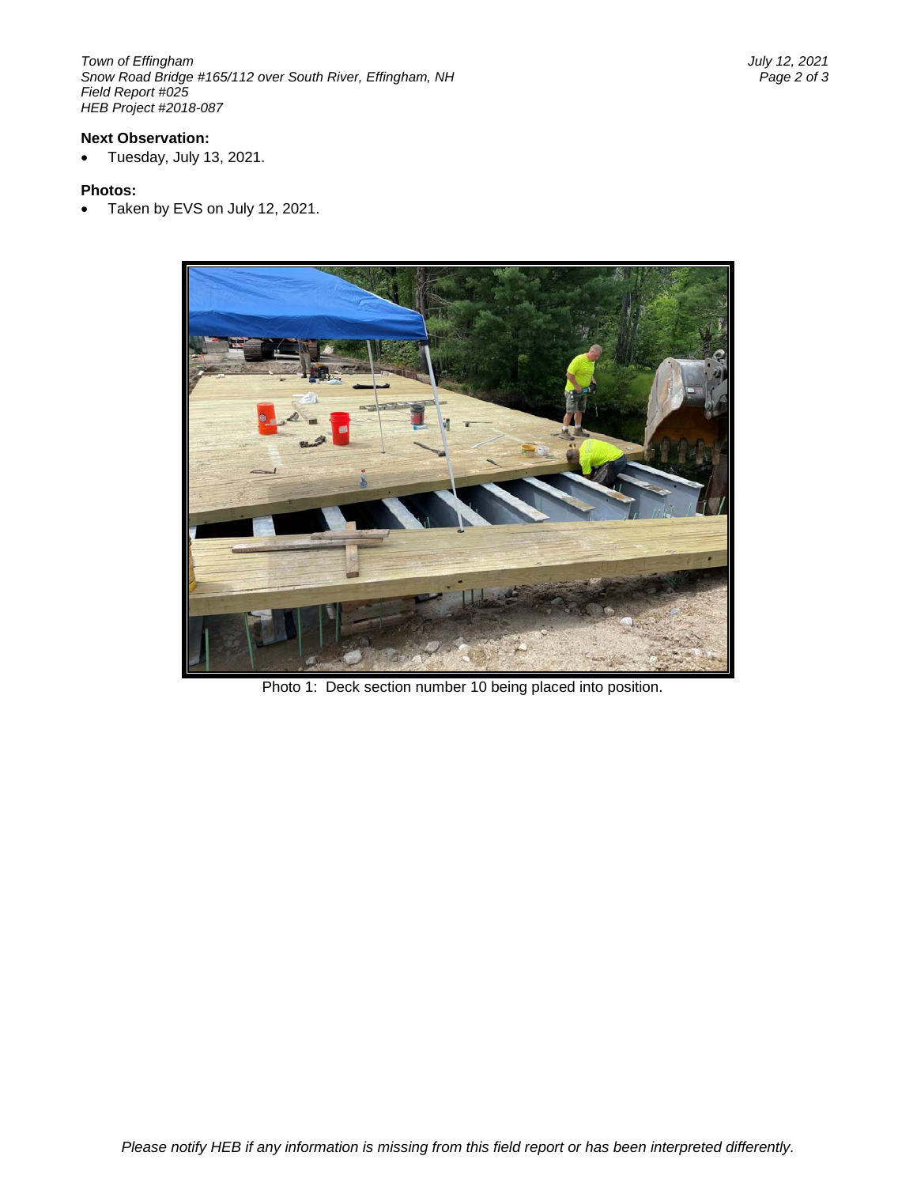**Next Observation:**

- Tuesday, July 13, 2021.

**Photos:**

- Taken by EVS on July 12, 2021.

Photo 1: Deck section number 10 being placed into position.

*Please notify HEB if any information is missing from this field report or has been interpreted differently.*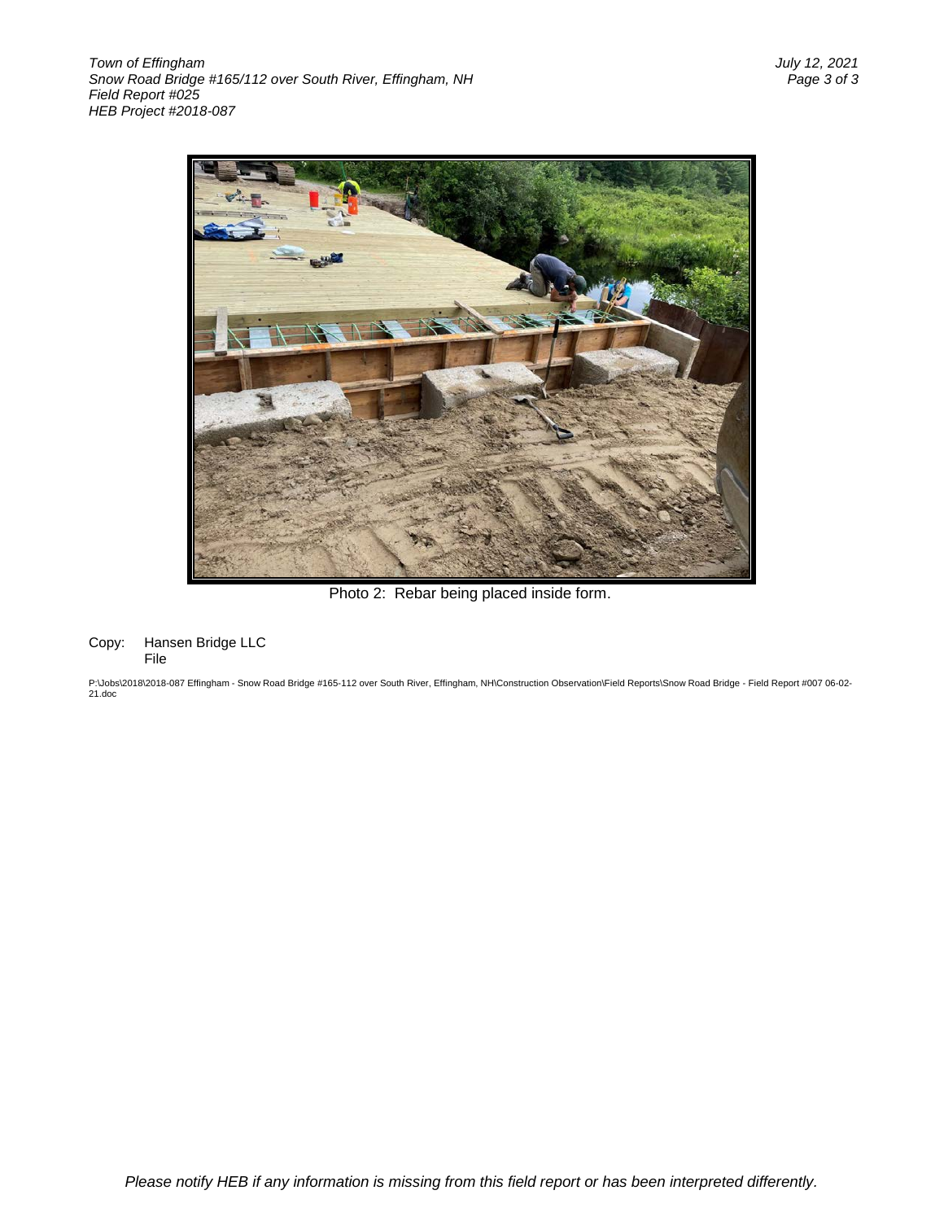Photo 2: Rebar being placed inside form.

Copy: Hansen Bridge LLC
File

P:\Jobs\2018\2018-087 Effingham - Snow Road Bridge #165-112 over South River, Effingham, NH\Construction Observation\Field Reports\Snow Road Bridge - Field Report #007 06-02-21.doc

*Please notify HEB if any information is missing from this field report or has been interpreted differently.*